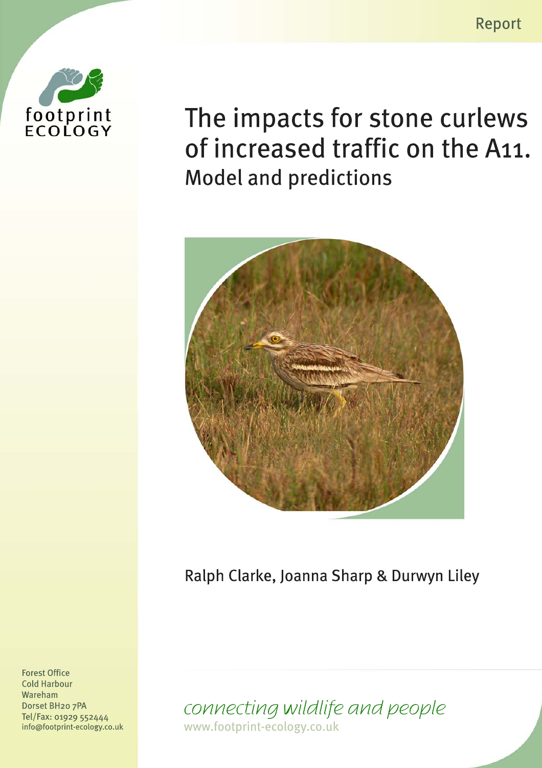Report

footprint ECOLOGY

# The impacts for stone curlews of increased traffic on the A11.

## Model and predictions

Ralph Clarke, Joanna Sharp & Durwyn Liley

Forest Office
Cold Harbour
Wareham
Dorset BH20 7PA
Tel/Fax: 01929 552444
info@footprint-ecology.co.uk

*connecting wildlife and people*

www.footprint-ecology.co.uk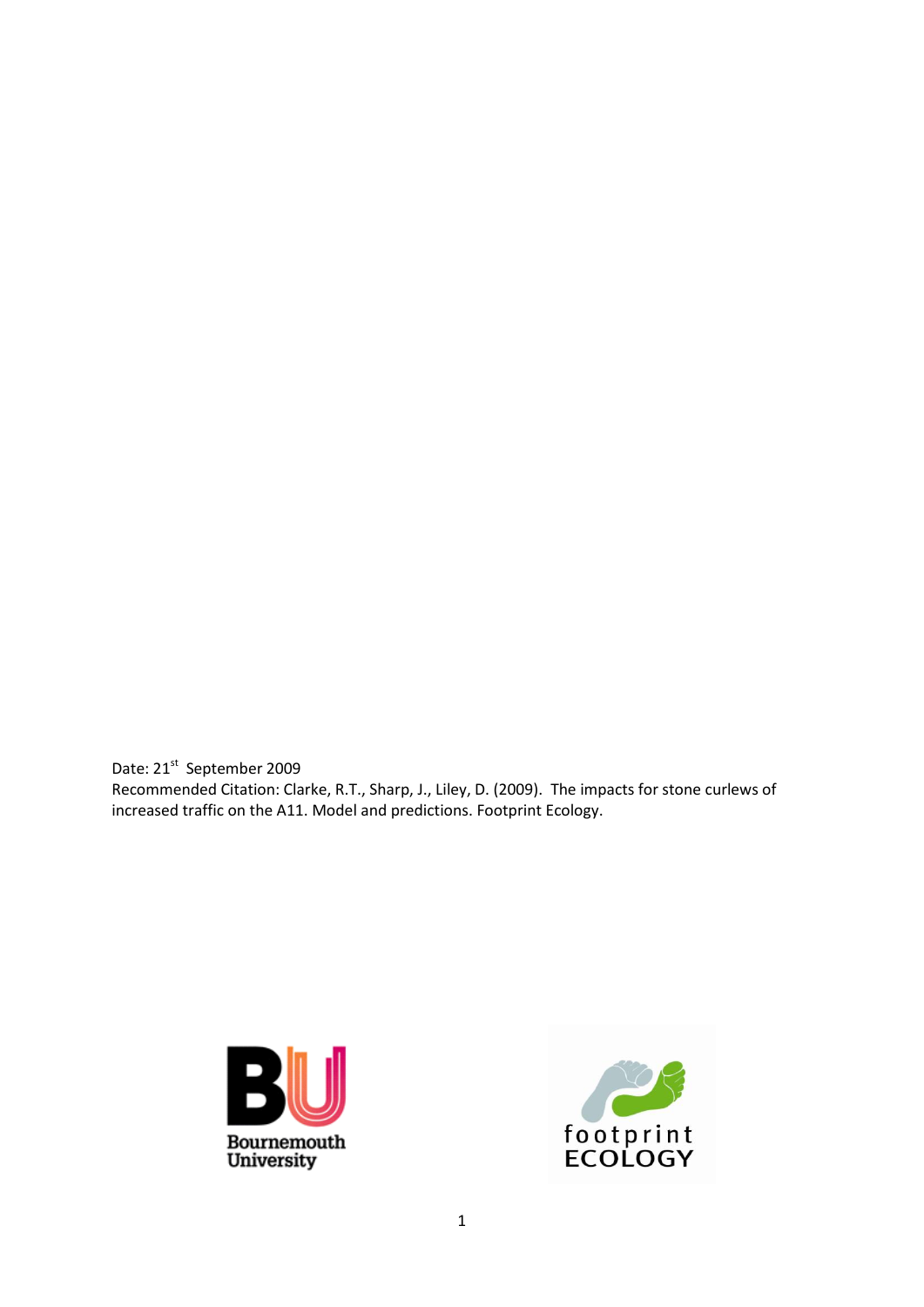Date: 21st September 2009

Recommended Citation: Clarke, R.T., Sharp, J., Liley, D. (2009). The impacts for stone curlews of increased traffic on the A11. Model and predictions. Footprint Ecology.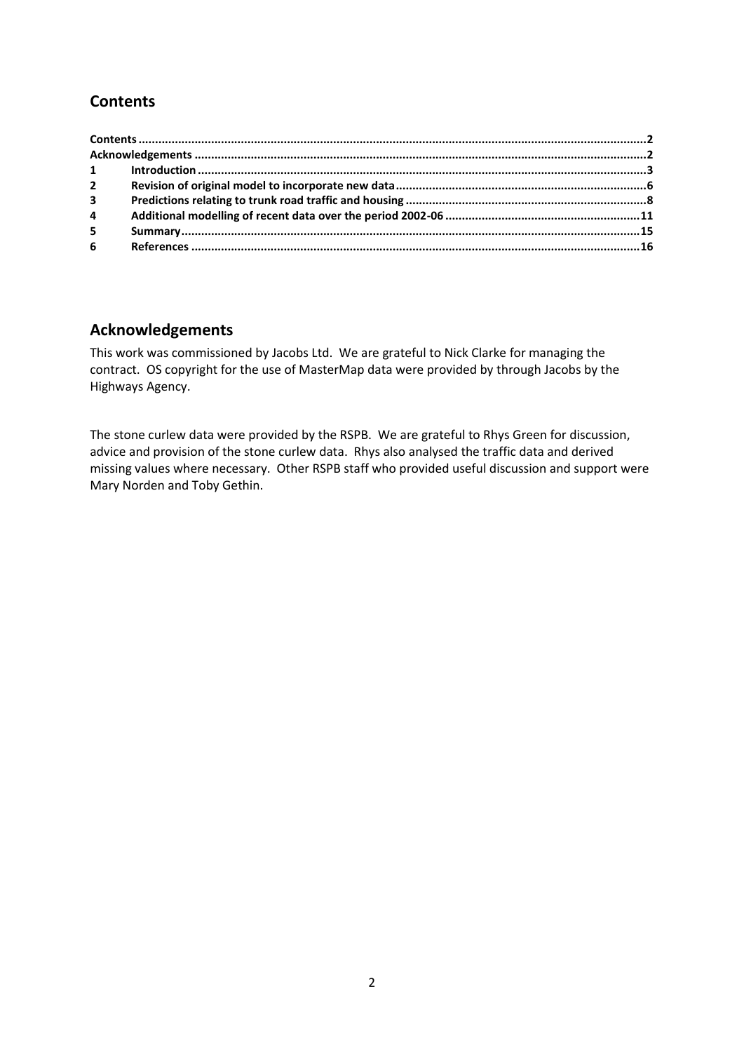## Contents

| | | |
|---|---|---|
| **Contents** | | **2** |
| **Acknowledgements** | | **2** |
| **1** | **Introduction** | **3** |
| **2** | **Revision of original model to incorporate new data** | **6** |
| **3** | **Predictions relating to trunk road traffic and housing** | **8** |
| **4** | **Additional modelling of recent data over the period 2002-06** | **11** |
| **5** | **Summary** | **15** |
| **6** | **References** | **16** |

## Acknowledgements

This work was commissioned by Jacobs Ltd. We are grateful to Nick Clarke for managing the contract. OS copyright for the use of MasterMap data were provided by through Jacobs by the Highways Agency.

The stone curlew data were provided by the RSPB. We are grateful to Rhys Green for discussion, advice and provision of the stone curlew data. Rhys also analysed the traffic data and derived missing values where necessary. Other RSPB staff who provided useful discussion and support were Mary Norden and Toby Gethin.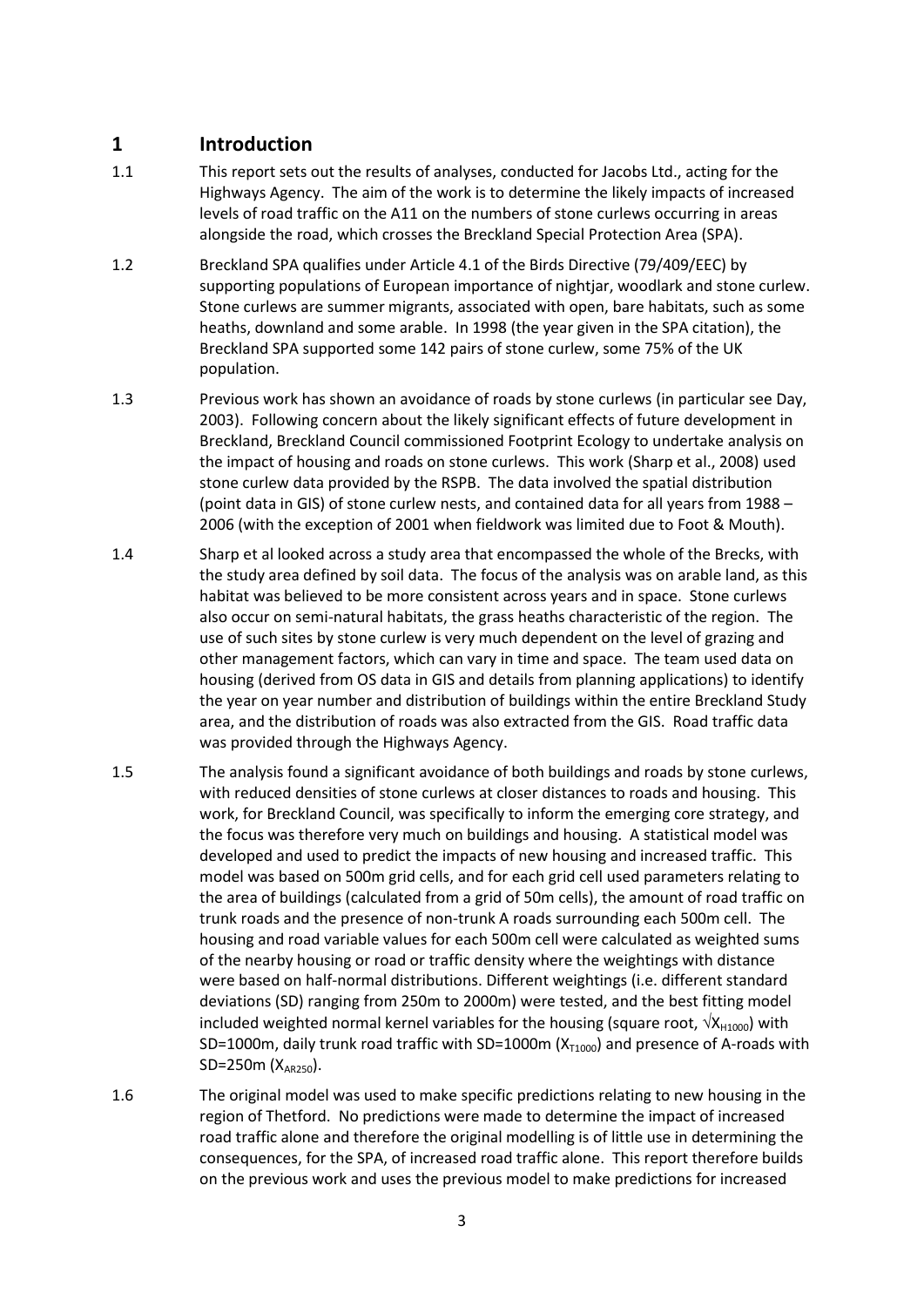# 1 Introduction

1.1 This report sets out the results of analyses, conducted for Jacobs Ltd., acting for the Highways Agency. The aim of the work is to determine the likely impacts of increased levels of road traffic on the A11 on the numbers of stone curlews occurring in areas alongside the road, which crosses the Breckland Special Protection Area (SPA).

1.2 Breckland SPA qualifies under Article 4.1 of the Birds Directive (79/409/EEC) by supporting populations of European importance of nightjar, woodlark and stone curlew. Stone curlews are summer migrants, associated with open, bare habitats, such as some heaths, downland and some arable. In 1998 (the year given in the SPA citation), the Breckland SPA supported some 142 pairs of stone curlew, some 75% of the UK population.

1.3 Previous work has shown an avoidance of roads by stone curlews (in particular see Day, 2003). Following concern about the likely significant effects of future development in Breckland, Breckland Council commissioned Footprint Ecology to undertake analysis on the impact of housing and roads on stone curlews. This work (Sharp et al., 2008) used stone curlew data provided by the RSPB. The data involved the spatial distribution (point data in GIS) of stone curlew nests, and contained data for all years from 1988 – 2006 (with the exception of 2001 when fieldwork was limited due to Foot & Mouth).

1.4 Sharp et al looked across a study area that encompassed the whole of the Brecks, with the study area defined by soil data. The focus of the analysis was on arable land, as this habitat was believed to be more consistent across years and in space. Stone curlews also occur on semi-natural habitats, the grass heaths characteristic of the region. The use of such sites by stone curlew is very much dependent on the level of grazing and other management factors, which can vary in time and space. The team used data on housing (derived from OS data in GIS and details from planning applications) to identify the year on year number and distribution of buildings within the entire Breckland Study area, and the distribution of roads was also extracted from the GIS. Road traffic data was provided through the Highways Agency.

1.5 The analysis found a significant avoidance of both buildings and roads by stone curlews, with reduced densities of stone curlews at closer distances to roads and housing. This work, for Breckland Council, was specifically to inform the emerging core strategy, and the focus was therefore very much on buildings and housing. A statistical model was developed and used to predict the impacts of new housing and increased traffic. This model was based on 500m grid cells, and for each grid cell used parameters relating to the area of buildings (calculated from a grid of 50m cells), the amount of road traffic on trunk roads and the presence of non-trunk A roads surrounding each 500m cell. The housing and road variable values for each 500m cell were calculated as weighted sums of the nearby housing or road or traffic density where the weightings with distance were based on half-normal distributions. Different weightings (i.e. different standard deviations (SD) ranging from 250m to 2000m) were tested, and the best fitting model included weighted normal kernel variables for the housing (square root, $\sqrt{X_{H1000}}$) with SD=1000m, daily trunk road traffic with SD=1000m ($X_{T1000}$) and presence of A-roads with SD=250m ($X_{AR250}$).

1.6 The original model was used to make specific predictions relating to new housing in the region of Thetford. No predictions were made to determine the impact of increased road traffic alone and therefore the original modelling is of little use in determining the consequences, for the SPA, of increased road traffic alone. This report therefore builds on the previous work and uses the previous model to make predictions for increased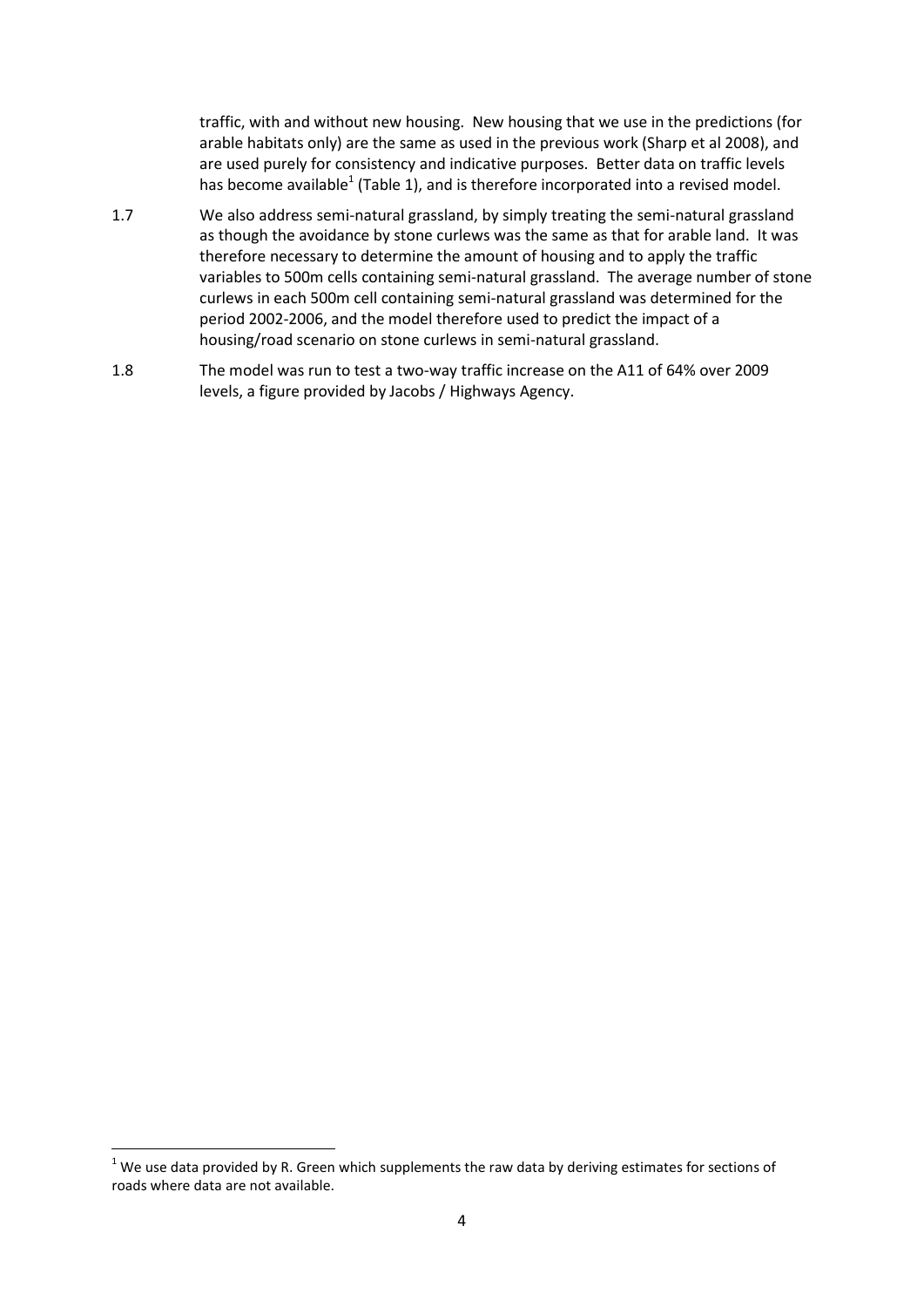traffic, with and without new housing. New housing that we use in the predictions (for arable habitats only) are the same as used in the previous work (Sharp et al 2008), and are used purely for consistency and indicative purposes. Better data on traffic levels has become available[1] (Table 1), and is therefore incorporated into a revised model.

1.7 We also address semi-natural grassland, by simply treating the semi-natural grassland as though the avoidance by stone curlews was the same as that for arable land. It was therefore necessary to determine the amount of housing and to apply the traffic variables to 500m cells containing semi-natural grassland. The average number of stone curlews in each 500m cell containing semi-natural grassland was determined for the period 2002-2006, and the model therefore used to predict the impact of a housing/road scenario on stone curlews in semi-natural grassland.

1.8 The model was run to test a two-way traffic increase on the A11 of 64% over 2009 levels, a figure provided by Jacobs / Highways Agency.

[1] We use data provided by R. Green which supplements the raw data by deriving estimates for sections of roads where data are not available.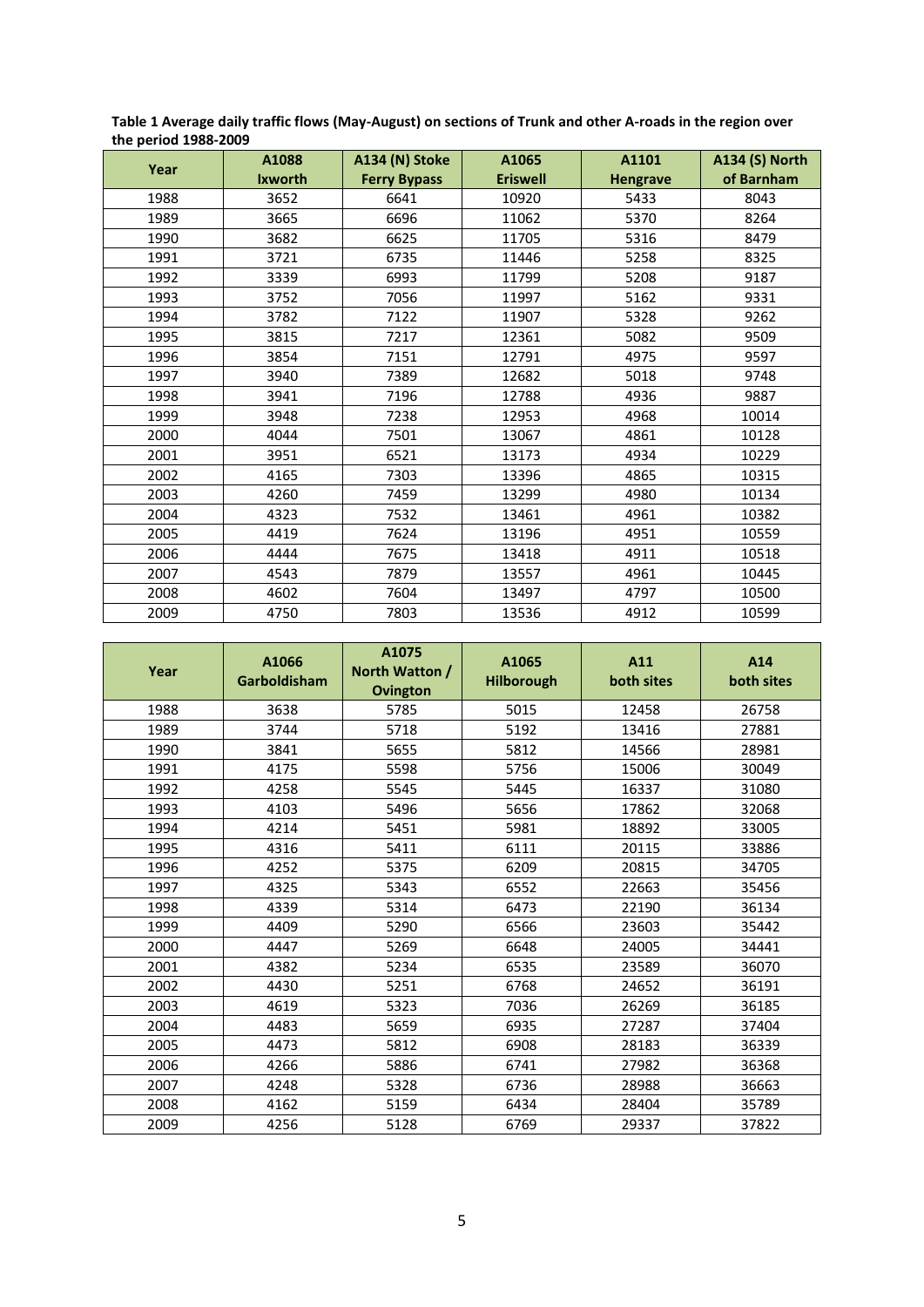**Table 1 Average daily traffic flows (May-August) on sections of Trunk and other A-roads in the region over the period 1988-2009**

| Year | A1088 Ixworth | A134 (N) Stoke Ferry Bypass | A1065 Eriswell | A1101 Hengrave | A134 (S) North of Barnham |
|---|---|---|---|---|---|
| 1988 | 3652 | 6641 | 10920 | 5433 | 8043 |
| 1989 | 3665 | 6696 | 11062 | 5370 | 8264 |
| 1990 | 3682 | 6625 | 11705 | 5316 | 8479 |
| 1991 | 3721 | 6735 | 11446 | 5258 | 8325 |
| 1992 | 3339 | 6993 | 11799 | 5208 | 9187 |
| 1993 | 3752 | 7056 | 11997 | 5162 | 9331 |
| 1994 | 3782 | 7122 | 11907 | 5328 | 9262 |
| 1995 | 3815 | 7217 | 12361 | 5082 | 9509 |
| 1996 | 3854 | 7151 | 12791 | 4975 | 9597 |
| 1997 | 3940 | 7389 | 12682 | 5018 | 9748 |
| 1998 | 3941 | 7196 | 12788 | 4936 | 9887 |
| 1999 | 3948 | 7238 | 12953 | 4968 | 10014 |
| 2000 | 4044 | 7501 | 13067 | 4861 | 10128 |
| 2001 | 3951 | 6521 | 13173 | 4934 | 10229 |
| 2002 | 4165 | 7303 | 13396 | 4865 | 10315 |
| 2003 | 4260 | 7459 | 13299 | 4980 | 10134 |
| 2004 | 4323 | 7532 | 13461 | 4961 | 10382 |
| 2005 | 4419 | 7624 | 13196 | 4951 | 10559 |
| 2006 | 4444 | 7675 | 13418 | 4911 | 10518 |
| 2007 | 4543 | 7879 | 13557 | 4961 | 10445 |
| 2008 | 4602 | 7604 | 13497 | 4797 | 10500 |
| 2009 | 4750 | 7803 | 13536 | 4912 | 10599 |

| Year | A1066 Garboldisham | A1075 North Watton / Ovington | A1065 Hilborough | A11 both sites | A14 both sites |
|---|---|---|---|---|---|
| 1988 | 3638 | 5785 | 5015 | 12458 | 26758 |
| 1989 | 3744 | 5718 | 5192 | 13416 | 27881 |
| 1990 | 3841 | 5655 | 5812 | 14566 | 28981 |
| 1991 | 4175 | 5598 | 5756 | 15006 | 30049 |
| 1992 | 4258 | 5545 | 5445 | 16337 | 31080 |
| 1993 | 4103 | 5496 | 5656 | 17862 | 32068 |
| 1994 | 4214 | 5451 | 5981 | 18892 | 33005 |
| 1995 | 4316 | 5411 | 6111 | 20115 | 33886 |
| 1996 | 4252 | 5375 | 6209 | 20815 | 34705 |
| 1997 | 4325 | 5343 | 6552 | 22663 | 35456 |
| 1998 | 4339 | 5314 | 6473 | 22190 | 36134 |
| 1999 | 4409 | 5290 | 6566 | 23603 | 35442 |
| 2000 | 4447 | 5269 | 6648 | 24005 | 34441 |
| 2001 | 4382 | 5234 | 6535 | 23589 | 36070 |
| 2002 | 4430 | 5251 | 6768 | 24652 | 36191 |
| 2003 | 4619 | 5323 | 7036 | 26269 | 36185 |
| 2004 | 4483 | 5659 | 6935 | 27287 | 37404 |
| 2005 | 4473 | 5812 | 6908 | 28183 | 36339 |
| 2006 | 4266 | 5886 | 6741 | 27982 | 36368 |
| 2007 | 4248 | 5328 | 6736 | 28988 | 36663 |
| 2008 | 4162 | 5159 | 6434 | 28404 | 35789 |
| 2009 | 4256 | 5128 | 6769 | 29337 | 37822 |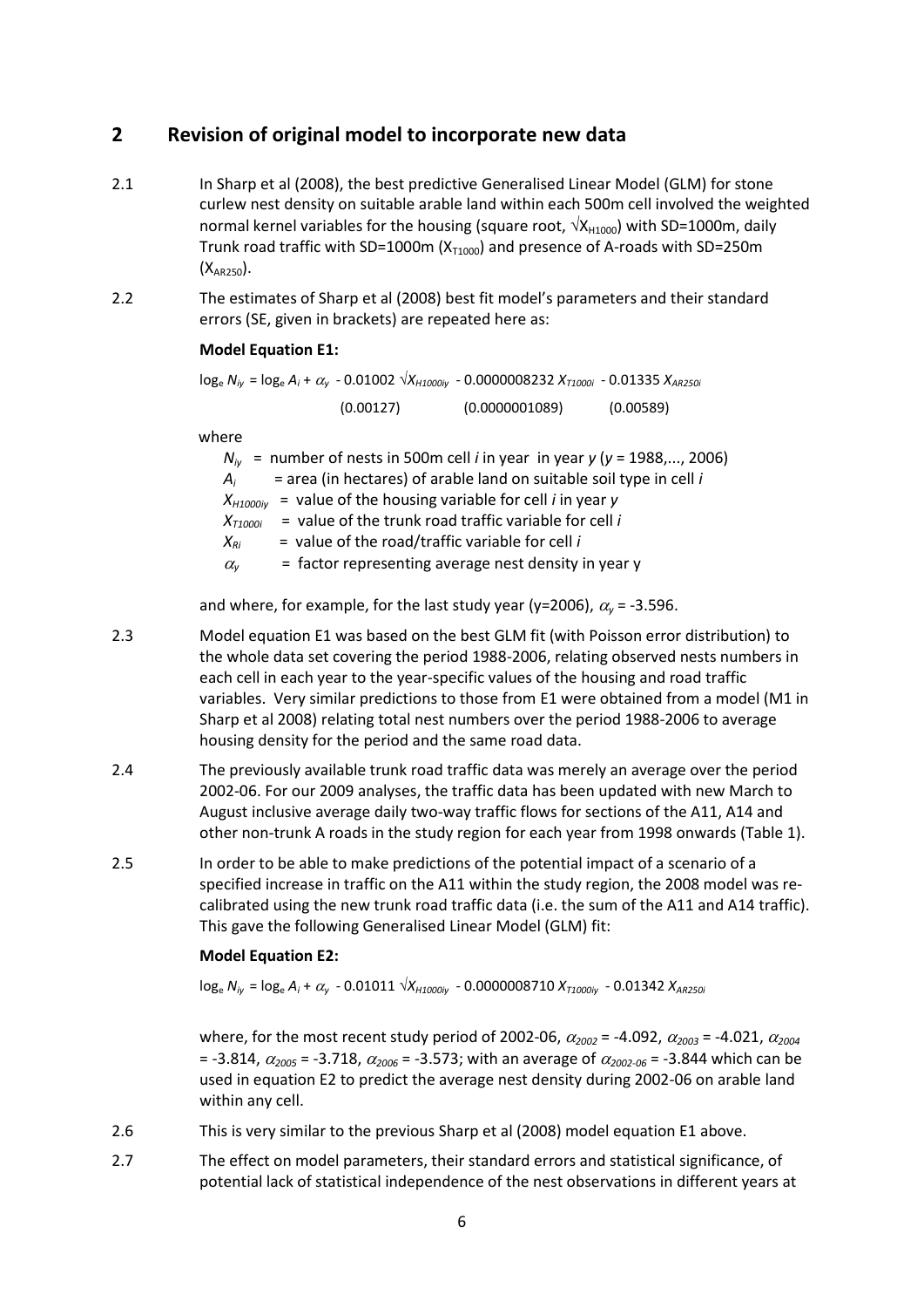## 2 Revision of original model to incorporate new data

2.1 In Sharp et al (2008), the best predictive Generalised Linear Model (GLM) for stone curlew nest density on suitable arable land within each 500m cell involved the weighted normal kernel variables for the housing (square root, $\sqrt{X_{H1000}}$) with SD=1000m, daily Trunk road traffic with SD=1000m ($X_{T1000}$) and presence of A-roads with SD=250m ($X_{AR250}$).

2.2 The estimates of Sharp et al (2008) best fit model's parameters and their standard errors (SE, given in brackets) are repeated here as:

**Model Equation E1:**

$$\log_e N_{iy} = \log_e A_i + \alpha_y - 0.01002 \sqrt{X_{H1000iy}} - 0.0000008232\, X_{T1000i} - 0.01335\, X_{AR250i}$$

(0.00127) (0.0000001089) (0.00589)

where

$N_{iy}$ = number of nests in 500m cell $i$ in year in year $y$ ($y$ = 1988,..., 2006)
$A_i$ = area (in hectares) of arable land on suitable soil type in cell $i$
$X_{H1000iy}$ = value of the housing variable for cell $i$ in year $y$
$X_{T1000i}$ = value of the trunk road traffic variable for cell $i$
$X_{Ri}$ = value of the road/traffic variable for cell $i$
$\alpha_y$ = factor representing average nest density in year y

and where, for example, for the last study year (y=2006), $\alpha_y$ = -3.596.

2.3 Model equation E1 was based on the best GLM fit (with Poisson error distribution) to the whole data set covering the period 1988-2006, relating observed nests numbers in each cell in each year to the year-specific values of the housing and road traffic variables. Very similar predictions to those from E1 were obtained from a model (M1 in Sharp et al 2008) relating total nest numbers over the period 1988-2006 to average housing density for the period and the same road data.

2.4 The previously available trunk road traffic data was merely an average over the period 2002-06. For our 2009 analyses, the traffic data has been updated with new March to August inclusive average daily two-way traffic flows for sections of the A11, A14 and other non-trunk A roads in the study region for each year from 1998 onwards (Table 1).

2.5 In order to be able to make predictions of the potential impact of a scenario of a specified increase in traffic on the A11 within the study region, the 2008 model was re-calibrated using the new trunk road traffic data (i.e. the sum of the A11 and A14 traffic). This gave the following Generalised Linear Model (GLM) fit:

**Model Equation E2:**

$$\log_e N_{iy} = \log_e A_i + \alpha_y - 0.01011 \sqrt{X_{H1000iy}} - 0.0000008710\, X_{T1000iy} - 0.01342\, X_{AR250i}$$

where, for the most recent study period of 2002-06, $\alpha_{2002}$ = -4.092, $\alpha_{2003}$ = -4.021, $\alpha_{2004}$ = -3.814, $\alpha_{2005}$ = -3.718, $\alpha_{2006}$ = -3.573; with an average of $\alpha_{2002\text{-}06}$ = -3.844 which can be used in equation E2 to predict the average nest density during 2002-06 on arable land within any cell.

2.6 This is very similar to the previous Sharp et al (2008) model equation E1 above.

2.7 The effect on model parameters, their standard errors and statistical significance, of potential lack of statistical independence of the nest observations in different years at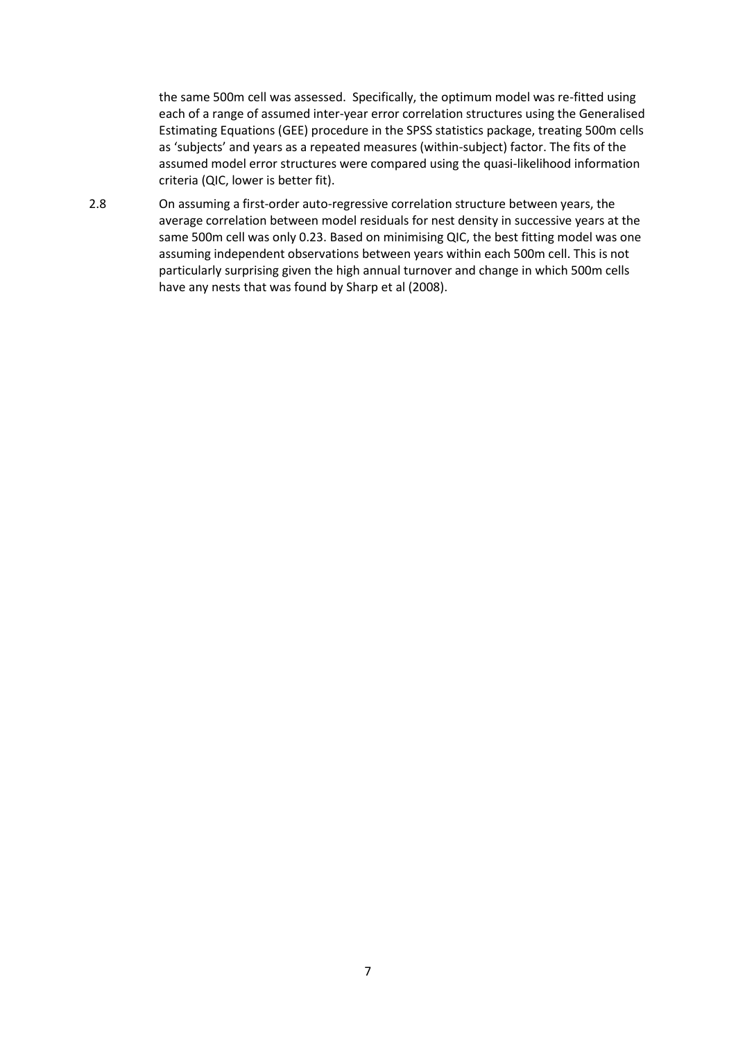the same 500m cell was assessed. Specifically, the optimum model was re-fitted using each of a range of assumed inter-year error correlation structures using the Generalised Estimating Equations (GEE) procedure in the SPSS statistics package, treating 500m cells as 'subjects' and years as a repeated measures (within-subject) factor. The fits of the assumed model error structures were compared using the quasi-likelihood information criteria (QIC, lower is better fit).

2.8 On assuming a first-order auto-regressive correlation structure between years, the average correlation between model residuals for nest density in successive years at the same 500m cell was only 0.23. Based on minimising QIC, the best fitting model was one assuming independent observations between years within each 500m cell. This is not particularly surprising given the high annual turnover and change in which 500m cells have any nests that was found by Sharp et al (2008).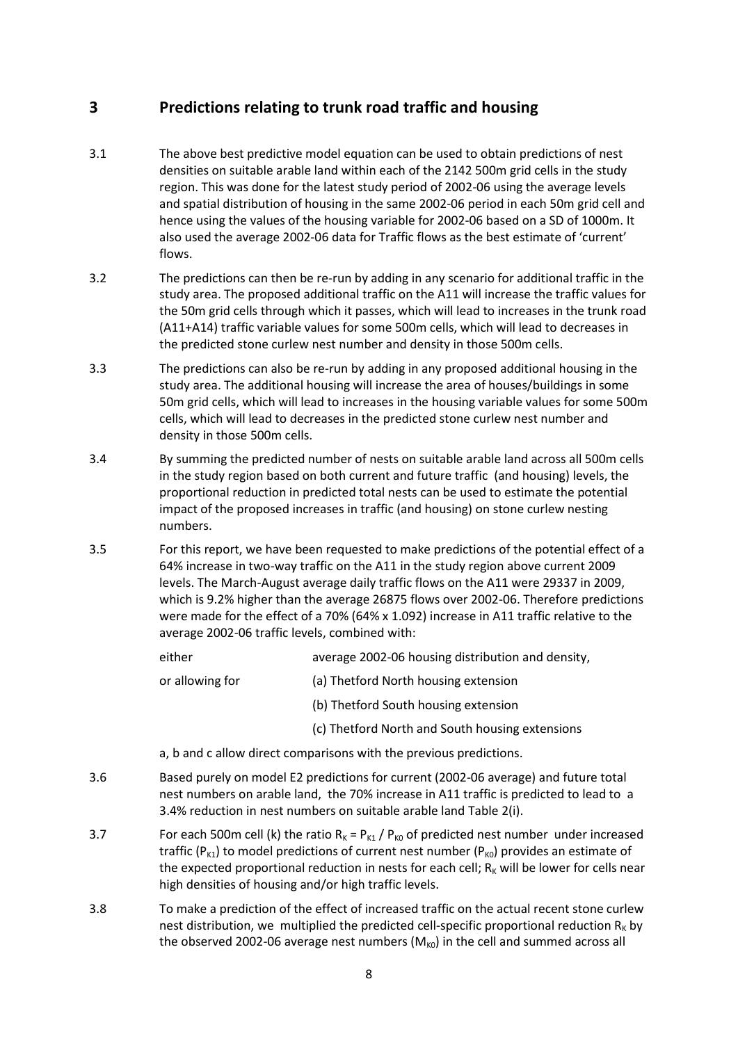## 3 Predictions relating to trunk road traffic and housing

3.1 The above best predictive model equation can be used to obtain predictions of nest densities on suitable arable land within each of the 2142 500m grid cells in the study region. This was done for the latest study period of 2002-06 using the average levels and spatial distribution of housing in the same 2002-06 period in each 50m grid cell and hence using the values of the housing variable for 2002-06 based on a SD of 1000m. It also used the average 2002-06 data for Traffic flows as the best estimate of 'current' flows.

3.2 The predictions can then be re-run by adding in any scenario for additional traffic in the study area. The proposed additional traffic on the A11 will increase the traffic values for the 50m grid cells through which it passes, which will lead to increases in the trunk road (A11+A14) traffic variable values for some 500m cells, which will lead to decreases in the predicted stone curlew nest number and density in those 500m cells.

3.3 The predictions can also be re-run by adding in any proposed additional housing in the study area. The additional housing will increase the area of houses/buildings in some 50m grid cells, which will lead to increases in the housing variable values for some 500m cells, which will lead to decreases in the predicted stone curlew nest number and density in those 500m cells.

3.4 By summing the predicted number of nests on suitable arable land across all 500m cells in the study region based on both current and future traffic (and housing) levels, the proportional reduction in predicted total nests can be used to estimate the potential impact of the proposed increases in traffic (and housing) on stone curlew nesting numbers.

3.5 For this report, we have been requested to make predictions of the potential effect of a 64% increase in two-way traffic on the A11 in the study region above current 2009 levels. The March-August average daily traffic flows on the A11 were 29337 in 2009, which is 9.2% higher than the average 26875 flows over 2002-06. Therefore predictions were made for the effect of a 70% (64% x 1.092) increase in A11 traffic relative to the average 2002-06 traffic levels, combined with:

either average 2002-06 housing distribution and density,

or allowing for
(a) Thetford North housing extension
(b) Thetford South housing extension
(c) Thetford North and South housing extensions

a, b and c allow direct comparisons with the previous predictions.

3.6 Based purely on model E2 predictions for current (2002-06 average) and future total nest numbers on arable land, the 70% increase in A11 traffic is predicted to lead to a 3.4% reduction in nest numbers on suitable arable land Table 2(i).

3.7 For each 500m cell (k) the ratio $R_K = P_{K1} / P_{K0}$ of predicted nest number under increased traffic ($P_{K1}$) to model predictions of current nest number ($P_{K0}$) provides an estimate of the expected proportional reduction in nests for each cell; $R_K$ will be lower for cells near high densities of housing and/or high traffic levels.

3.8 To make a prediction of the effect of increased traffic on the actual recent stone curlew nest distribution, we multiplied the predicted cell-specific proportional reduction $R_K$ by the observed 2002-06 average nest numbers ($M_{K0}$) in the cell and summed across all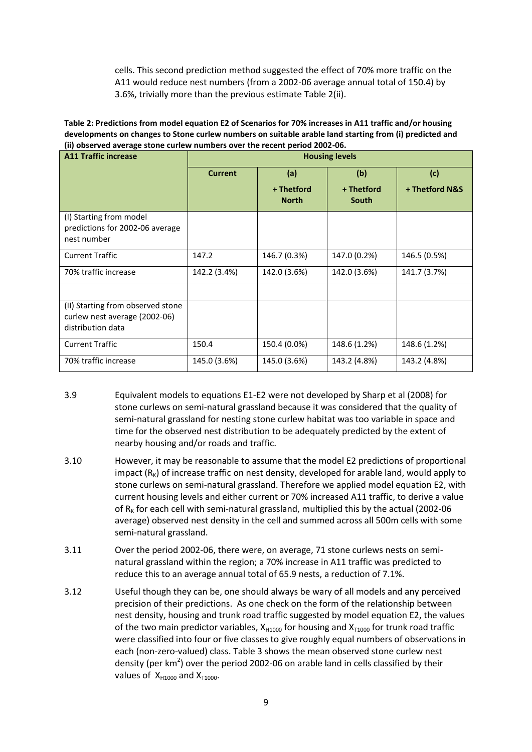cells. This second prediction method suggested the effect of 70% more traffic on the A11 would reduce nest numbers (from a 2002-06 average annual total of 150.4) by 3.6%, trivially more than the previous estimate Table 2(ii).

**Table 2: Predictions from model equation E2 of Scenarios for 70% increases in A11 traffic and/or housing developments on changes to Stone curlew numbers on suitable arable land starting from (i) predicted and (ii) observed average stone curlew numbers over the recent period 2002-06.**

| A11 Traffic increase | Housing levels | | | |
|---|---|---|---|---|
| | Current | (a) + Thetford North | (b) + Thetford South | (c) + Thetford N&S |
| (I) Starting from model predictions for 2002-06 average nest number | | | | |
| Current Traffic | 147.2 | 146.7 (0.3%) | 147.0 (0.2%) | 146.5 (0.5%) |
| 70% traffic increase | 142.2 (3.4%) | 142.0 (3.6%) | 142.0 (3.6%) | 141.7 (3.7%) |
| | | | | |
| (II) Starting from observed stone curlew nest average (2002-06) distribution data | | | | |
| Current Traffic | 150.4 | 150.4 (0.0%) | 148.6 (1.2%) | 148.6 (1.2%) |
| 70% traffic increase | 145.0 (3.6%) | 145.0 (3.6%) | 143.2 (4.8%) | 143.2 (4.8%) |

3.9 Equivalent models to equations E1-E2 were not developed by Sharp et al (2008) for stone curlews on semi-natural grassland because it was considered that the quality of semi-natural grassland for nesting stone curlew habitat was too variable in space and time for the observed nest distribution to be adequately predicted by the extent of nearby housing and/or roads and traffic.

3.10 However, it may be reasonable to assume that the model E2 predictions of proportional impact ($R_K$) of increase traffic on nest density, developed for arable land, would apply to stone curlews on semi-natural grassland. Therefore we applied model equation E2, with current housing levels and either current or 70% increased A11 traffic, to derive a value of $R_K$ for each cell with semi-natural grassland, multiplied this by the actual (2002-06 average) observed nest density in the cell and summed across all 500m cells with some semi-natural grassland.

3.11 Over the period 2002-06, there were, on average, 71 stone curlews nests on semi-natural grassland within the region; a 70% increase in A11 traffic was predicted to reduce this to an average annual total of 65.9 nests, a reduction of 7.1%.

3.12 Useful though they can be, one should always be wary of all models and any perceived precision of their predictions. As one check on the form of the relationship between nest density, housing and trunk road traffic suggested by model equation E2, the values of the two main predictor variables, $X_{H1000}$ for housing and $X_{T1000}$ for trunk road traffic were classified into four or five classes to give roughly equal numbers of observations in each (non-zero-valued) class. Table 3 shows the mean observed stone curlew nest density (per km$^2$) over the period 2002-06 on arable land in cells classified by their values of $X_{H1000}$ and $X_{T1000}$.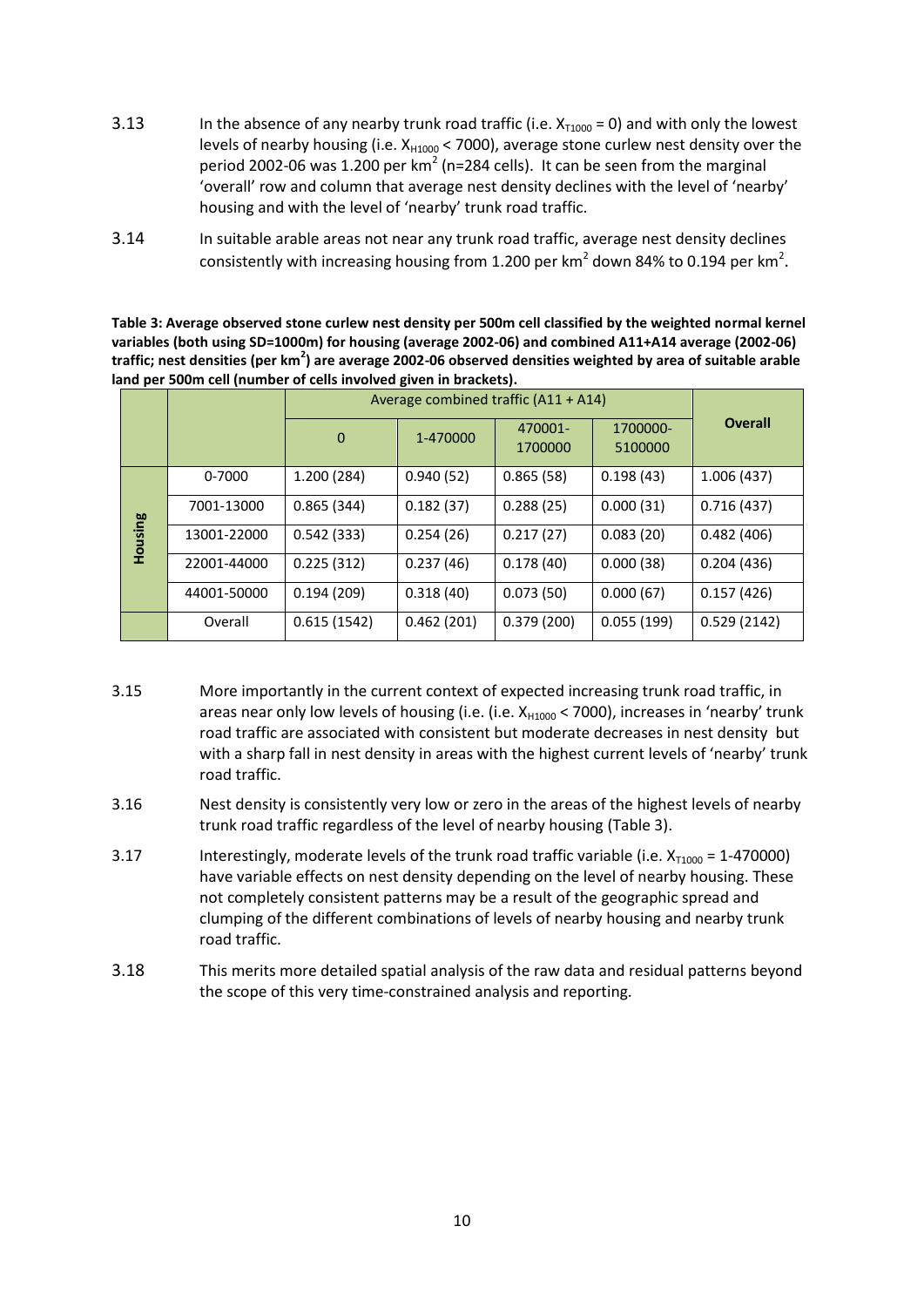3.13 In the absence of any nearby trunk road traffic (i.e. $X_{T1000} = 0$) and with only the lowest levels of nearby housing (i.e. $X_{H1000} < 7000$), average stone curlew nest density over the period 2002-06 was 1.200 per km$^2$ (n=284 cells). It can be seen from the marginal 'overall' row and column that average nest density declines with the level of 'nearby' housing and with the level of 'nearby' trunk road traffic.

3.14 In suitable arable areas not near any trunk road traffic, average nest density declines consistently with increasing housing from 1.200 per km$^2$ down 84% to 0.194 per km$^2$.

**Table 3: Average observed stone curlew nest density per 500m cell classified by the weighted normal kernel variables (both using SD=1000m) for housing (average 2002-06) and combined A11+A14 average (2002-06) traffic; nest densities (per km$^2$) are average 2002-06 observed densities weighted by area of suitable arable land per 500m cell (number of cells involved given in brackets).**

| | | Average combined traffic (A11 + A14) | | | | **Overall** |
|---|---|---|---|---|---|---|
| | | 0 | 1-470000 | 470001-1700000 | 1700000-5100000 | |
| **Housing** | 0-7000 | 1.200 (284) | 0.940 (52) | 0.865 (58) | 0.198 (43) | 1.006 (437) |
| | 7001-13000 | 0.865 (344) | 0.182 (37) | 0.288 (25) | 0.000 (31) | 0.716 (437) |
| | 13001-22000 | 0.542 (333) | 0.254 (26) | 0.217 (27) | 0.083 (20) | 0.482 (406) |
| | 22001-44000 | 0.225 (312) | 0.237 (46) | 0.178 (40) | 0.000 (38) | 0.204 (436) |
| | 44001-50000 | 0.194 (209) | 0.318 (40) | 0.073 (50) | 0.000 (67) | 0.157 (426) |
| | Overall | 0.615 (1542) | 0.462 (201) | 0.379 (200) | 0.055 (199) | 0.529 (2142) |

3.15 More importantly in the current context of expected increasing trunk road traffic, in areas near only low levels of housing (i.e. (i.e. $X_{H1000} < 7000$), increases in 'nearby' trunk road traffic are associated with consistent but moderate decreases in nest density but with a sharp fall in nest density in areas with the highest current levels of 'nearby' trunk road traffic.

3.16 Nest density is consistently very low or zero in the areas of the highest levels of nearby trunk road traffic regardless of the level of nearby housing (Table 3).

3.17 Interestingly, moderate levels of the trunk road traffic variable (i.e. $X_{T1000}$ = 1-470000) have variable effects on nest density depending on the level of nearby housing. These not completely consistent patterns may be a result of the geographic spread and clumping of the different combinations of levels of nearby housing and nearby trunk road traffic.

3.18 This merits more detailed spatial analysis of the raw data and residual patterns beyond the scope of this very time-constrained analysis and reporting.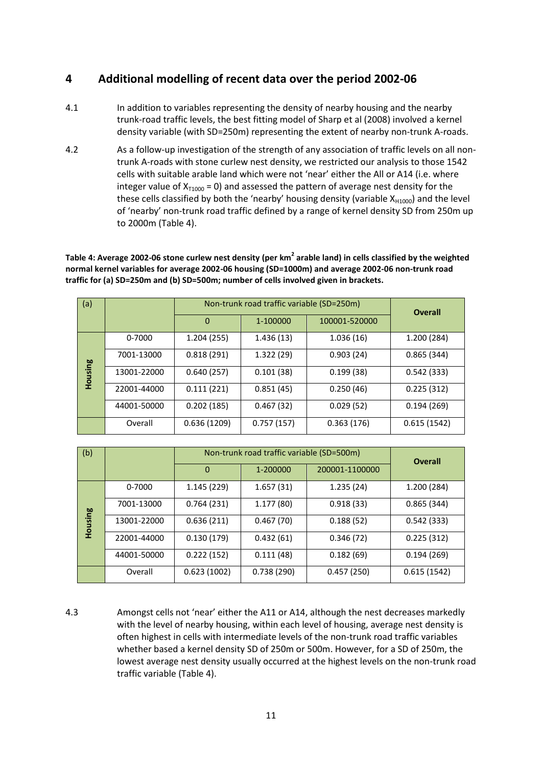## 4 Additional modelling of recent data over the period 2002-06

4.1 In addition to variables representing the density of nearby housing and the nearby trunk-road traffic levels, the best fitting model of Sharp et al (2008) involved a kernel density variable (with SD=250m) representing the extent of nearby non-trunk A-roads.

4.2 As a follow-up investigation of the strength of any association of traffic levels on all non-trunk A-roads with stone curlew nest density, we restricted our analysis to those 1542 cells with suitable arable land which were not 'near' either the All or A14 (i.e. where integer value of $X_{T1000} = 0$) and assessed the pattern of average nest density for the these cells classified by both the 'nearby' housing density (variable $X_{H1000}$) and the level of 'nearby' non-trunk road traffic defined by a range of kernel density SD from 250m up to 2000m (Table 4).

**Table 4: Average 2002-06 stone curlew nest density (per km$^2$ arable land) in cells classified by the weighted normal kernel variables for average 2002-06 housing (SD=1000m) and average 2002-06 non-trunk road traffic for (a) SD=250m and (b) SD=500m; number of cells involved given in brackets.**

| (a) | | Non-trunk road traffic variable (SD=250m) | | | Overall |
|---|---|---|---|---|---|
| | | 0 | 1-100000 | 100001-520000 | |
| Housing | 0-7000 | 1.204 (255) | 1.436 (13) | 1.036 (16) | 1.200 (284) |
| | 7001-13000 | 0.818 (291) | 1.322 (29) | 0.903 (24) | 0.865 (344) |
| | 13001-22000 | 0.640 (257) | 0.101 (38) | 0.199 (38) | 0.542 (333) |
| | 22001-44000 | 0.111 (221) | 0.851 (45) | 0.250 (46) | 0.225 (312) |
| | 44001-50000 | 0.202 (185) | 0.467 (32) | 0.029 (52) | 0.194 (269) |
| | Overall | 0.636 (1209) | 0.757 (157) | 0.363 (176) | 0.615 (1542) |

| (b) | | Non-trunk road traffic variable (SD=500m) | | | Overall |
|---|---|---|---|---|---|
| | | 0 | 1-200000 | 200001-1100000 | |
| Housing | 0-7000 | 1.145 (229) | 1.657 (31) | 1.235 (24) | 1.200 (284) |
| | 7001-13000 | 0.764 (231) | 1.177 (80) | 0.918 (33) | 0.865 (344) |
| | 13001-22000 | 0.636 (211) | 0.467 (70) | 0.188 (52) | 0.542 (333) |
| | 22001-44000 | 0.130 (179) | 0.432 (61) | 0.346 (72) | 0.225 (312) |
| | 44001-50000 | 0.222 (152) | 0.111 (48) | 0.182 (69) | 0.194 (269) |
| | Overall | 0.623 (1002) | 0.738 (290) | 0.457 (250) | 0.615 (1542) |

4.3 Amongst cells not 'near' either the A11 or A14, although the nest decreases markedly with the level of nearby housing, within each level of housing, average nest density is often highest in cells with intermediate levels of the non-trunk road traffic variables whether based a kernel density SD of 250m or 500m. However, for a SD of 250m, the lowest average nest density usually occurred at the highest levels on the non-trunk road traffic variable (Table 4).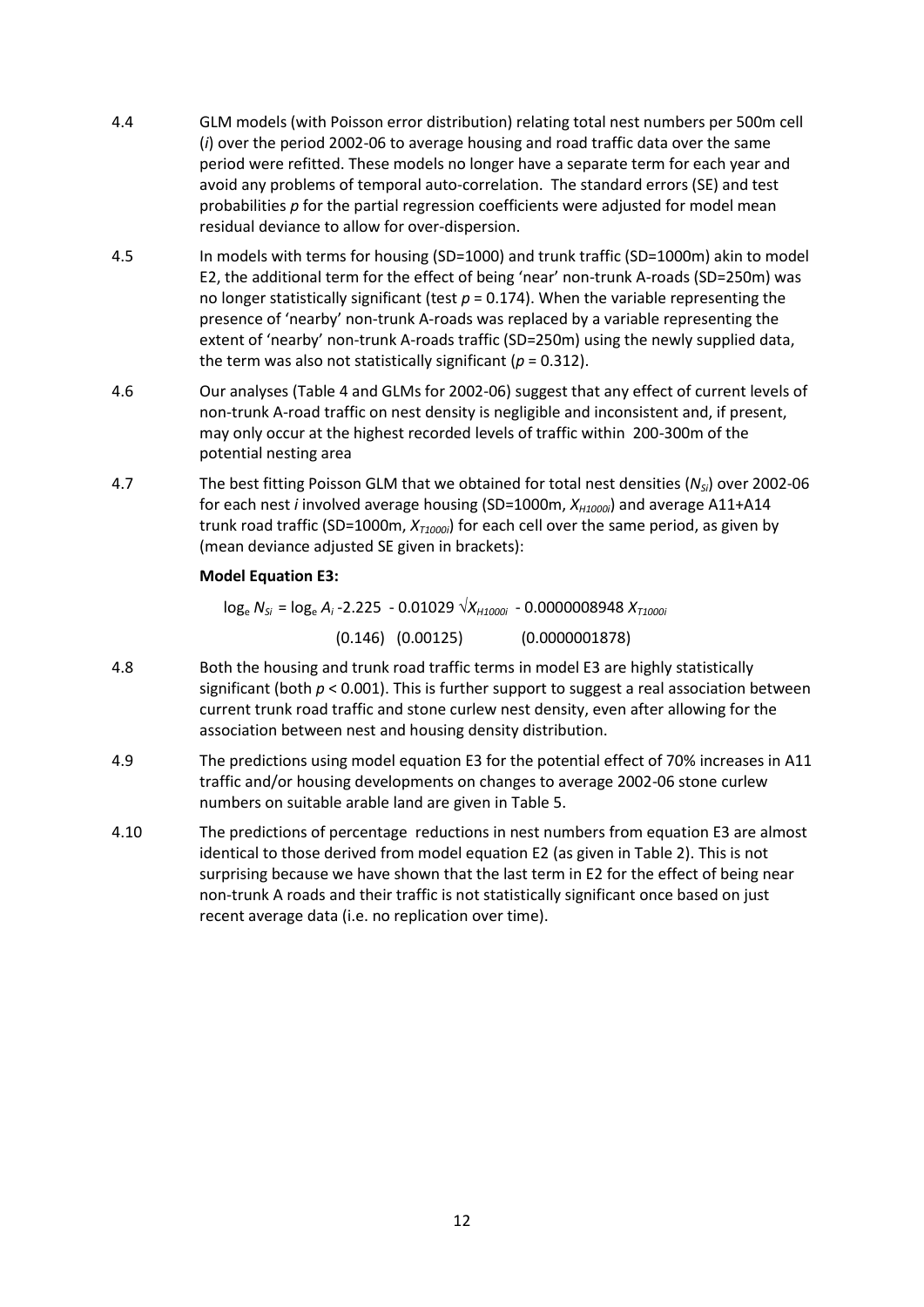4.4 GLM models (with Poisson error distribution) relating total nest numbers per 500m cell ($i$) over the period 2002-06 to average housing and road traffic data over the same period were refitted. These models no longer have a separate term for each year and avoid any problems of temporal auto-correlation. The standard errors (SE) and test probabilities $p$ for the partial regression coefficients were adjusted for model mean residual deviance to allow for over-dispersion.

4.5 In models with terms for housing (SD=1000) and trunk traffic (SD=1000m) akin to model E2, the additional term for the effect of being 'near' non-trunk A-roads (SD=250m) was no longer statistically significant (test $p = 0.174$). When the variable representing the presence of 'nearby' non-trunk A-roads was replaced by a variable representing the extent of 'nearby' non-trunk A-roads traffic (SD=250m) using the newly supplied data, the term was also not statistically significant ($p = 0.312$).

4.6 Our analyses (Table 4 and GLMs for 2002-06) suggest that any effect of current levels of non-trunk A-road traffic on nest density is negligible and inconsistent and, if present, may only occur at the highest recorded levels of traffic within 200-300m of the potential nesting area

4.7 The best fitting Poisson GLM that we obtained for total nest densities ($N_{Si}$) over 2002-06 for each nest $i$ involved average housing (SD=1000m, $X_{H1000i}$) and average A11+A14 trunk road traffic (SD=1000m, $X_{T1000i}$) for each cell over the same period, as given by (mean deviance adjusted SE given in brackets):

**Model Equation E3:**

$$\log_e N_{Si} = \log_e A_i - 2.225 - 0.01029\sqrt{X_{H1000i}} - 0.0000008948\, X_{T1000i}$$

$$(0.146) \quad (0.00125) \qquad (0.0000001878)$$

4.8 Both the housing and trunk road traffic terms in model E3 are highly statistically significant (both $p < 0.001$). This is further support to suggest a real association between current trunk road traffic and stone curlew nest density, even after allowing for the association between nest and housing density distribution.

4.9 The predictions using model equation E3 for the potential effect of 70% increases in A11 traffic and/or housing developments on changes to average 2002-06 stone curlew numbers on suitable arable land are given in Table 5.

4.10 The predictions of percentage reductions in nest numbers from equation E3 are almost identical to those derived from model equation E2 (as given in Table 2). This is not surprising because we have shown that the last term in E2 for the effect of being near non-trunk A roads and their traffic is not statistically significant once based on just recent average data (i.e. no replication over time).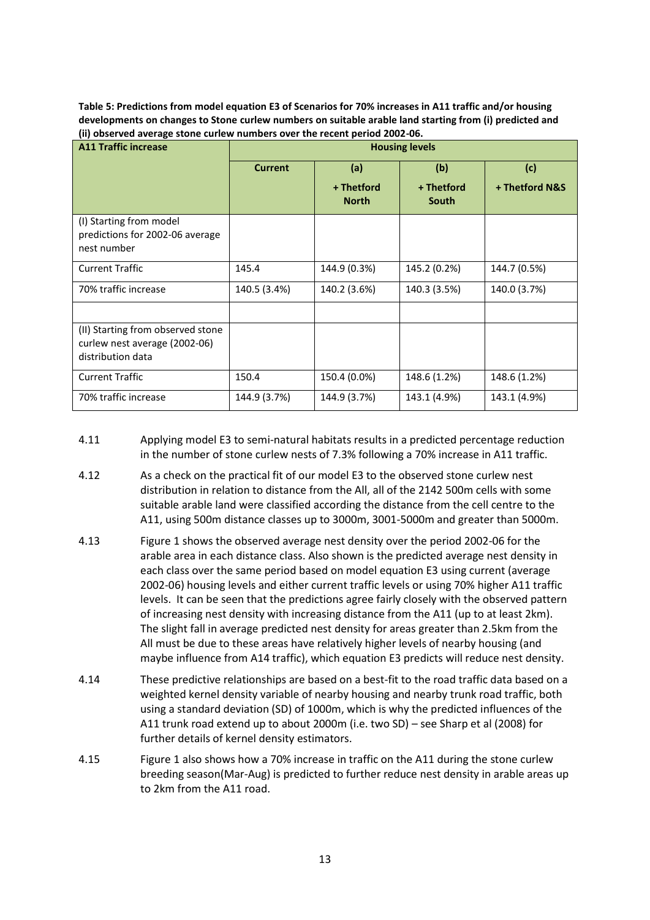**Table 5: Predictions from model equation E3 of Scenarios for 70% increases in A11 traffic and/or housing developments on changes to Stone curlew numbers on suitable arable land starting from (i) predicted and (ii) observed average stone curlew numbers over the recent period 2002-06.**

| A11 Traffic increase | Housing levels | | | |
|---|---|---|---|---|
| | Current | (a)<br>+ Thetford North | (b)<br>+ Thetford South | (c)<br>+ Thetford N&S |
| (I) Starting from model predictions for 2002-06 average nest number | | | | |
| Current Traffic | 145.4 | 144.9 (0.3%) | 145.2 (0.2%) | 144.7 (0.5%) |
| 70% traffic increase | 140.5 (3.4%) | 140.2 (3.6%) | 140.3 (3.5%) | 140.0 (3.7%) |
| | | | | |
| (II) Starting from observed stone curlew nest average (2002-06) distribution data | | | | |
| Current Traffic | 150.4 | 150.4 (0.0%) | 148.6 (1.2%) | 148.6 (1.2%) |
| 70% traffic increase | 144.9 (3.7%) | 144.9 (3.7%) | 143.1 (4.9%) | 143.1 (4.9%) |

4.11 Applying model E3 to semi-natural habitats results in a predicted percentage reduction in the number of stone curlew nests of 7.3% following a 70% increase in A11 traffic.

4.12 As a check on the practical fit of our model E3 to the observed stone curlew nest distribution in relation to distance from the All, all of the 2142 500m cells with some suitable arable land were classified according the distance from the cell centre to the A11, using 500m distance classes up to 3000m, 3001-5000m and greater than 5000m.

4.13 Figure 1 shows the observed average nest density over the period 2002-06 for the arable area in each distance class. Also shown is the predicted average nest density in each class over the same period based on model equation E3 using current (average 2002-06) housing levels and either current traffic levels or using 70% higher A11 traffic levels. It can be seen that the predictions agree fairly closely with the observed pattern of increasing nest density with increasing distance from the A11 (up to at least 2km). The slight fall in average predicted nest density for areas greater than 2.5km from the All must be due to these areas have relatively higher levels of nearby housing (and maybe influence from A14 traffic), which equation E3 predicts will reduce nest density.

4.14 These predictive relationships are based on a best-fit to the road traffic data based on a weighted kernel density variable of nearby housing and nearby trunk road traffic, both using a standard deviation (SD) of 1000m, which is why the predicted influences of the A11 trunk road extend up to about 2000m (i.e. two SD) – see Sharp et al (2008) for further details of kernel density estimators.

4.15 Figure 1 also shows how a 70% increase in traffic on the A11 during the stone curlew breeding season(Mar-Aug) is predicted to further reduce nest density in arable areas up to 2km from the A11 road.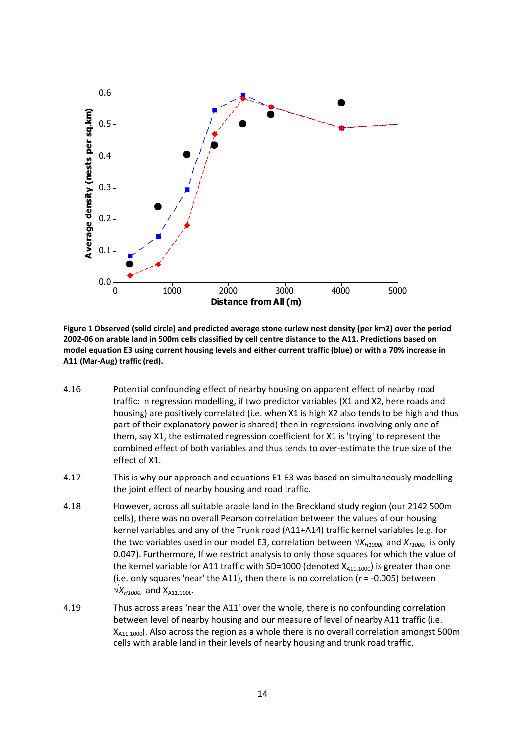**Figure 1 Observed (solid circle) and predicted average stone curlew nest density (per km2) over the period 2002-06 on arable land in 500m cells classified by cell centre distance to the A11. Predictions based on model equation E3 using current housing levels and either current traffic (blue) or with a 70% increase in A11 (Mar-Aug) traffic (red).**

4.16 Potential confounding effect of nearby housing on apparent effect of nearby road traffic: In regression modelling, if two predictor variables (X1 and X2, here roads and housing) are positively correlated (i.e. when X1 is high X2 also tends to be high and thus part of their explanatory power is shared) then in regressions involving only one of them, say X1, the estimated regression coefficient for X1 is 'trying' to represent the combined effect of both variables and thus tends to over-estimate the true size of the effect of X1.

4.17 This is why our approach and equations E1-E3 was based on simultaneously modelling the joint effect of nearby housing and road traffic.

4.18 However, across all suitable arable land in the Breckland study region (our 2142 500m cells), there was no overall Pearson correlation between the values of our housing kernel variables and any of the Trunk road (A11+A14) traffic kernel variables (e.g. for the two variables used in our model E3, correlation between $\sqrt{X_{H1000i}}$ and $X_{T1000i}$ is only 0.047). Furthermore, If we restrict analysis to only those squares for which the value of the kernel variable for A11 traffic with SD=1000 (denoted $X_{A11.1000}$) is greater than one (i.e. only squares 'near' the A11), then there is no correlation ($r$ = -0.005) between $\sqrt{X_{H1000i}}$ and $X_{A11.1000}$.

4.19 Thus across areas 'near the A11' over the whole, there is no confounding correlation between level of nearby housing and our measure of level of nearby A11 traffic (i.e. $X_{A11.1000}$). Also across the region as a whole there is no overall correlation amongst 500m cells with arable land in their levels of nearby housing and trunk road traffic.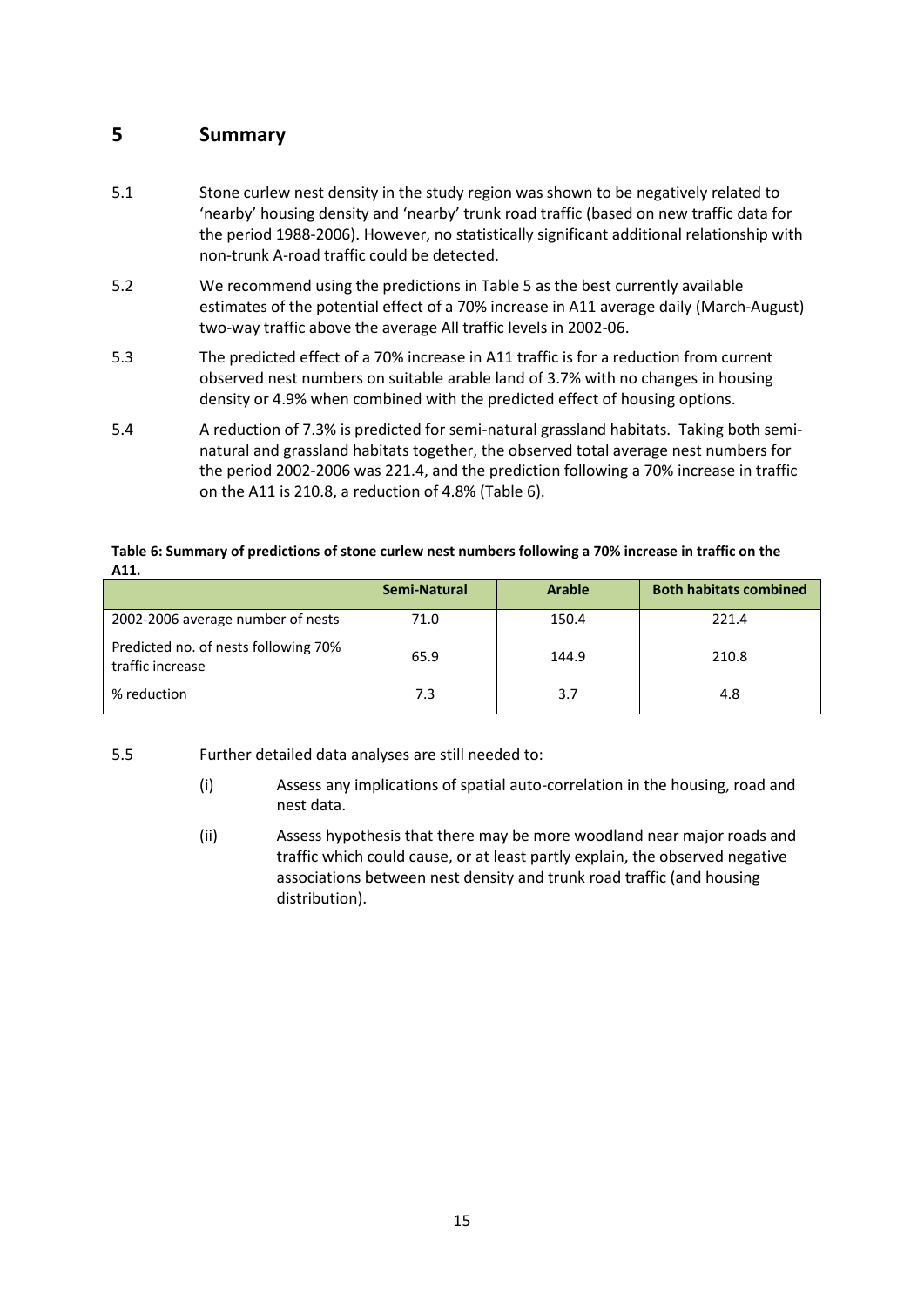# 5 Summary

5.1 Stone curlew nest density in the study region was shown to be negatively related to 'nearby' housing density and 'nearby' trunk road traffic (based on new traffic data for the period 1988-2006). However, no statistically significant additional relationship with non-trunk A-road traffic could be detected.

5.2 We recommend using the predictions in Table 5 as the best currently available estimates of the potential effect of a 70% increase in A11 average daily (March-August) two-way traffic above the average All traffic levels in 2002-06.

5.3 The predicted effect of a 70% increase in A11 traffic is for a reduction from current observed nest numbers on suitable arable land of 3.7% with no changes in housing density or 4.9% when combined with the predicted effect of housing options.

5.4 A reduction of 7.3% is predicted for semi-natural grassland habitats. Taking both semi-natural and grassland habitats together, the observed total average nest numbers for the period 2002-2006 was 221.4, and the prediction following a 70% increase in traffic on the A11 is 210.8, a reduction of 4.8% (Table 6).

**Table 6: Summary of predictions of stone curlew nest numbers following a 70% increase in traffic on the A11.**

| | Semi-Natural | Arable | Both habitats combined |
|---|---|---|---|
| 2002-2006 average number of nests | 71.0 | 150.4 | 221.4 |
| Predicted no. of nests following 70% traffic increase | 65.9 | 144.9 | 210.8 |
| % reduction | 7.3 | 3.7 | 4.8 |

5.5 Further detailed data analyses are still needed to:

(i) Assess any implications of spatial auto-correlation in the housing, road and nest data.

(ii) Assess hypothesis that there may be more woodland near major roads and traffic which could cause, or at least partly explain, the observed negative associations between nest density and trunk road traffic (and housing distribution).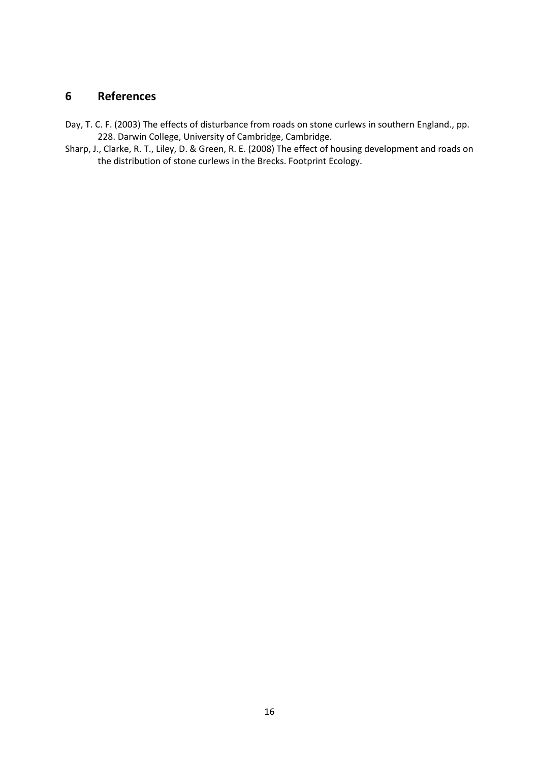# 6 References

Day, T. C. F. (2003) The effects of disturbance from roads on stone curlews in southern England., pp. 228. Darwin College, University of Cambridge, Cambridge.

Sharp, J., Clarke, R. T., Liley, D. & Green, R. E. (2008) The effect of housing development and roads on the distribution of stone curlews in the Brecks. Footprint Ecology.